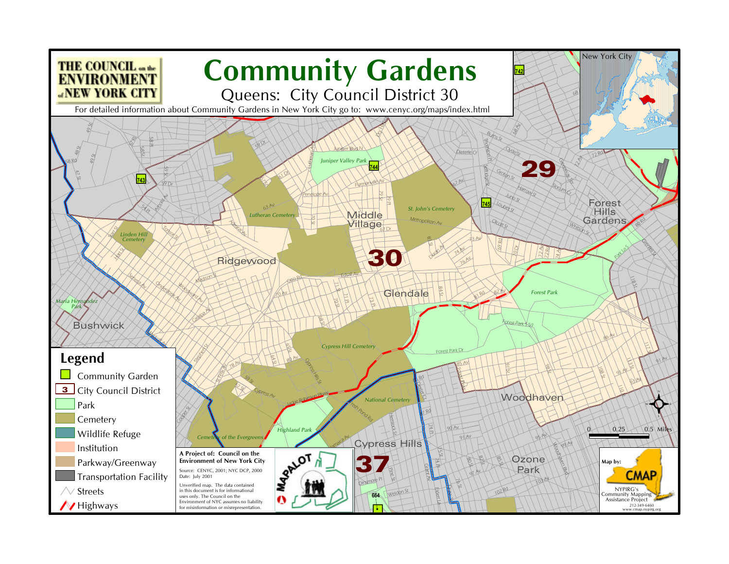# Community Gardens

## Queens: City Council District 30

THE COUNCIL on the ENVIRONMENT of NEW YORK CITY

For detailed information about Community Gardens in New York City go to: www.cenyc.org/maps/index.html

New York City

## Legend

- Community Garden
- City Council District
- Park
- Cemetery
- Wildlife Refuge
- Institution
- Parkway/Greenway
- Transportation Facility
- Streets
- Highways

**A Project of: Council on the Environment of New York City**

Source: CENYC, 2001; NYC DCP, 2000
Date: July 2001

Unverified map. The data contained in this document is for informational uses only. The Council on the Environment of NYC assumes no liability for misinformation or misrepresentation.

MAPALOT

Map by: CMAP
NYPIRG's Community Mapping Assistance Project
212-349-6460
www.cmap.nypirg.org

0 0.25 0.5 Miles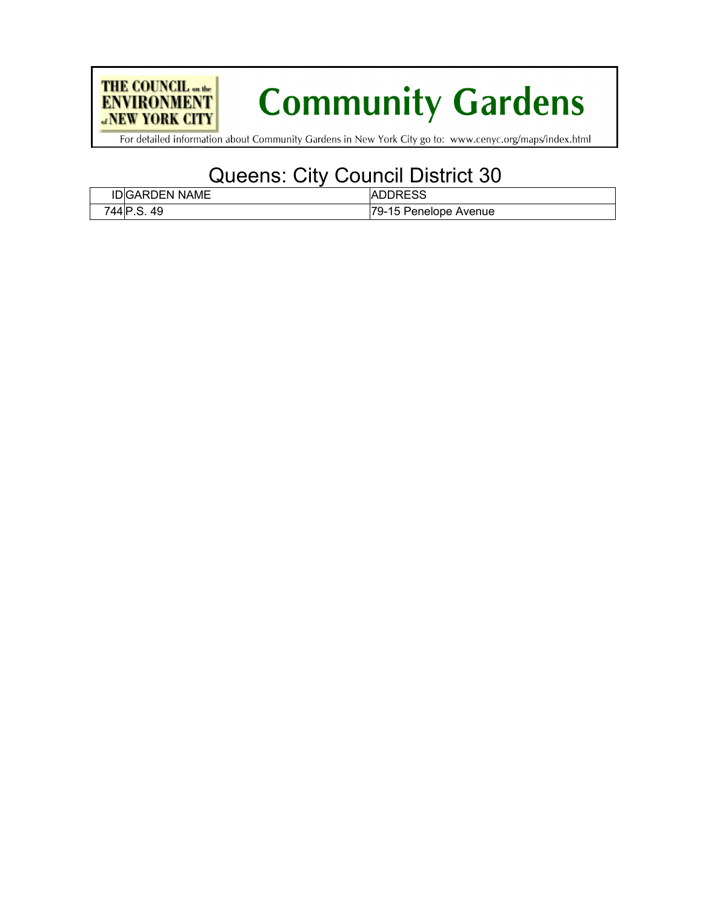THE COUNCIL on the ENVIRONMENT of NEW YORK CITY

# Community Gardens

For detailed information about Community Gardens in New York City go to: www.cenyc.org/maps/index.html

## Queens: City Council District 30

| ID | GARDEN NAME | ADDRESS |
|---|---|---|
| 744 | P.S. 49 | 79-15 Penelope Avenue |